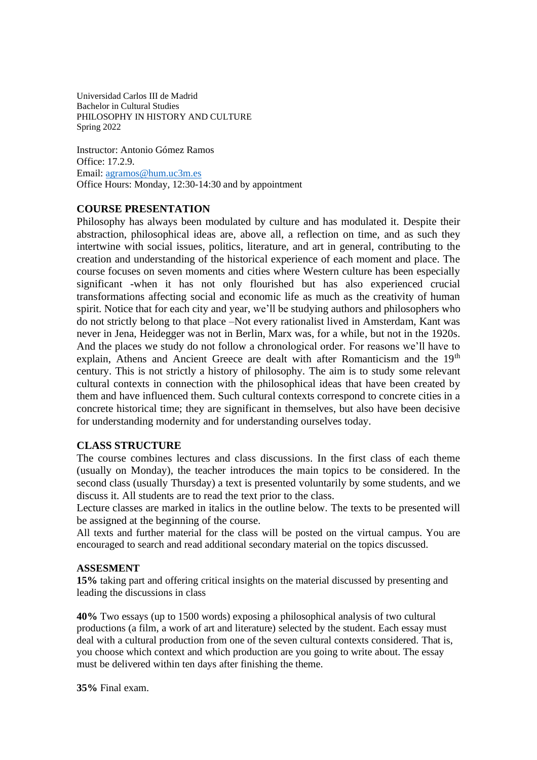Universidad Carlos III de Madrid
Bachelor in Cultural Studies
PHILOSOPHY IN HISTORY AND CULTURE
Spring 2022

Instructor: Antonio Gómez Ramos
Office: 17.2.9.
Email: agramos@hum.uc3m.es
Office Hours: Monday, 12:30-14:30 and by appointment

## COURSE PRESENTATION

Philosophy has always been modulated by culture and has modulated it. Despite their abstraction, philosophical ideas are, above all, a reflection on time, and as such they intertwine with social issues, politics, literature, and art in general, contributing to the creation and understanding of the historical experience of each moment and place. The course focuses on seven moments and cities where Western culture has been especially significant -when it has not only flourished but has also experienced crucial transformations affecting social and economic life as much as the creativity of human spirit. Notice that for each city and year, we'll be studying authors and philosophers who do not strictly belong to that place –Not every rationalist lived in Amsterdam, Kant was never in Jena, Heidegger was not in Berlin, Marx was, for a while, but not in the 1920s. And the places we study do not follow a chronological order. For reasons we'll have to explain, Athens and Ancient Greece are dealt with after Romanticism and the 19th century. This is not strictly a history of philosophy. The aim is to study some relevant cultural contexts in connection with the philosophical ideas that have been created by them and have influenced them. Such cultural contexts correspond to concrete cities in a concrete historical time; they are significant in themselves, but also have been decisive for understanding modernity and for understanding ourselves today.

## CLASS STRUCTURE

The course combines lectures and class discussions. In the first class of each theme (usually on Monday), the teacher introduces the main topics to be considered. In the second class (usually Thursday) a text is presented voluntarily by some students, and we discuss it. All students are to read the text prior to the class.

Lecture classes are marked in italics in the outline below. The texts to be presented will be assigned at the beginning of the course.

All texts and further material for the class will be posted on the virtual campus. You are encouraged to search and read additional secondary material on the topics discussed.

## ASSESMENT

**15%** taking part and offering critical insights on the material discussed by presenting and leading the discussions in class

**40%** Two essays (up to 1500 words) exposing a philosophical analysis of two cultural productions (a film, a work of art and literature) selected by the student. Each essay must deal with a cultural production from one of the seven cultural contexts considered. That is, you choose which context and which production are you going to write about. The essay must be delivered within ten days after finishing the theme.

**35%** Final exam.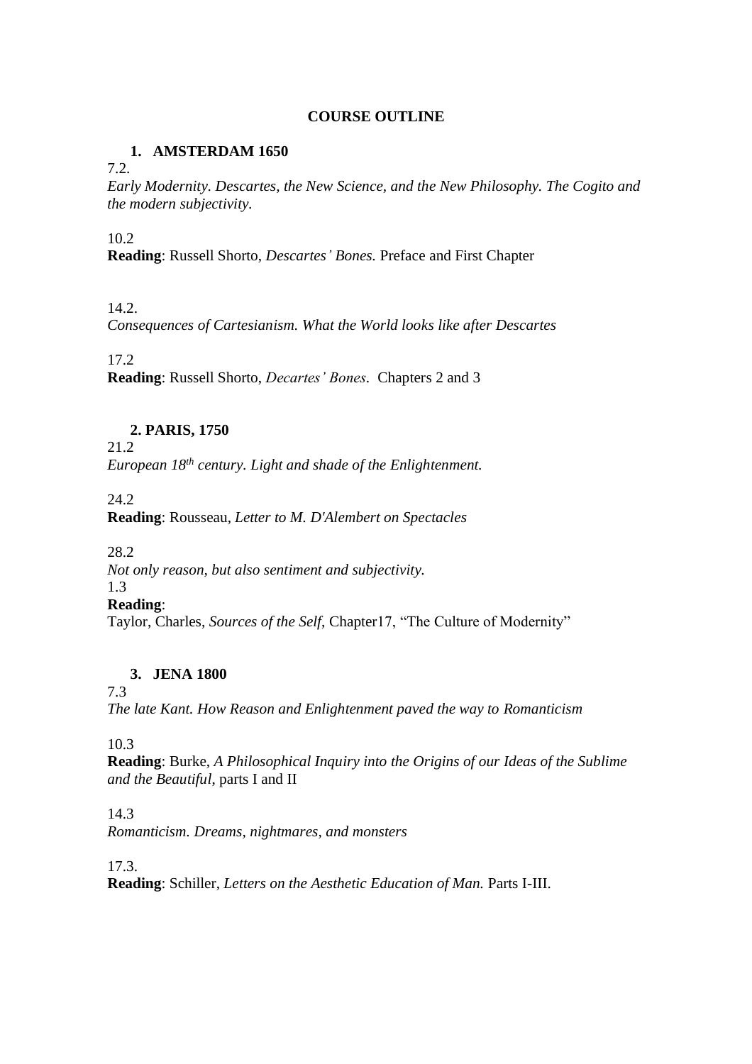**COURSE OUTLINE**

1. **AMSTERDAM 1650**

7.2.
*Early Modernity. Descartes, the New Science, and the New Philosophy. The Cogito and the modern subjectivity.*

10.2
**Reading**: Russell Shorto, *Descartes' Bones.* Preface and First Chapter

14.2.
*Consequences of Cartesianism. What the World looks like after Descartes*

17.2
**Reading**: Russell Shorto, *Decartes' Bones*. Chapters 2 and 3

2. **PARIS, 1750**

21.2
*European 18th century. Light and shade of the Enlightenment.*

24.2
**Reading**: Rousseau, *Letter to M. D'Alembert on Spectacles*

28.2
*Not only reason, but also sentiment and subjectivity.*
1.3
**Reading**:
Taylor, Charles, *Sources of the Self*, Chapter17, "The Culture of Modernity"

3. **JENA 1800**

7.3
*The late Kant. How Reason and Enlightenment paved the way to Romanticism*

10.3
**Reading**: Burke, *A Philosophical Inquiry into the Origins of our Ideas of the Sublime and the Beautiful*, parts I and II

14.3
*Romanticism. Dreams, nightmares, and monsters*

17.3.
**Reading**: Schiller, *Letters on the Aesthetic Education of Man.* Parts I-III.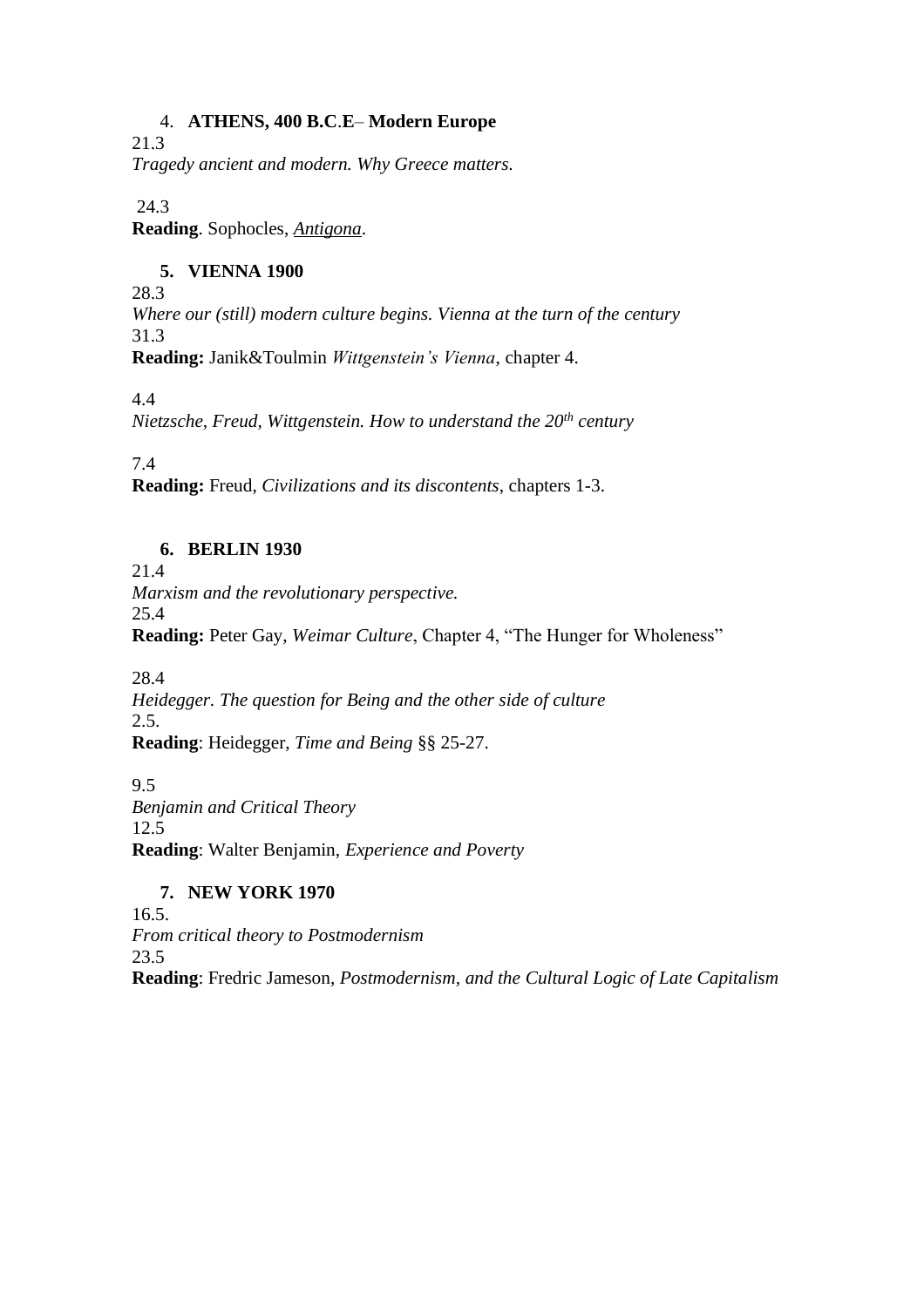4. **ATHENS, 400 B.C.E– Modern Europe**

21.3

*Tragedy ancient and modern. Why Greece matters.*

24.3

**Reading**. Sophocles, *Antigona*.

5. **VIENNA 1900**

28.3

*Where our (still) modern culture begins. Vienna at the turn of the century*

31.3

**Reading:** Janik&Toulmin *Wittgenstein's Vienna*, chapter 4.

4.4

*Nietzsche, Freud, Wittgenstein. How to understand the 20th century*

7.4

**Reading:** Freud, *Civilizations and its discontents*, chapters 1-3.

6. **BERLIN 1930**

21.4

*Marxism and the revolutionary perspective.*

25.4

**Reading:** Peter Gay, *Weimar Culture*, Chapter 4, "The Hunger for Wholeness"

28.4

*Heidegger. The question for Being and the other side of culture*

2.5.

**Reading**: Heidegger, *Time and Being* §§ 25-27.

9.5

*Benjamin and Critical Theory*

12.5

**Reading**: Walter Benjamin, *Experience and Poverty*

7. **NEW YORK 1970**

16.5.

*From critical theory to Postmodernism*

23.5

**Reading**: Fredric Jameson, *Postmodernism, and the Cultural Logic of Late Capitalism*